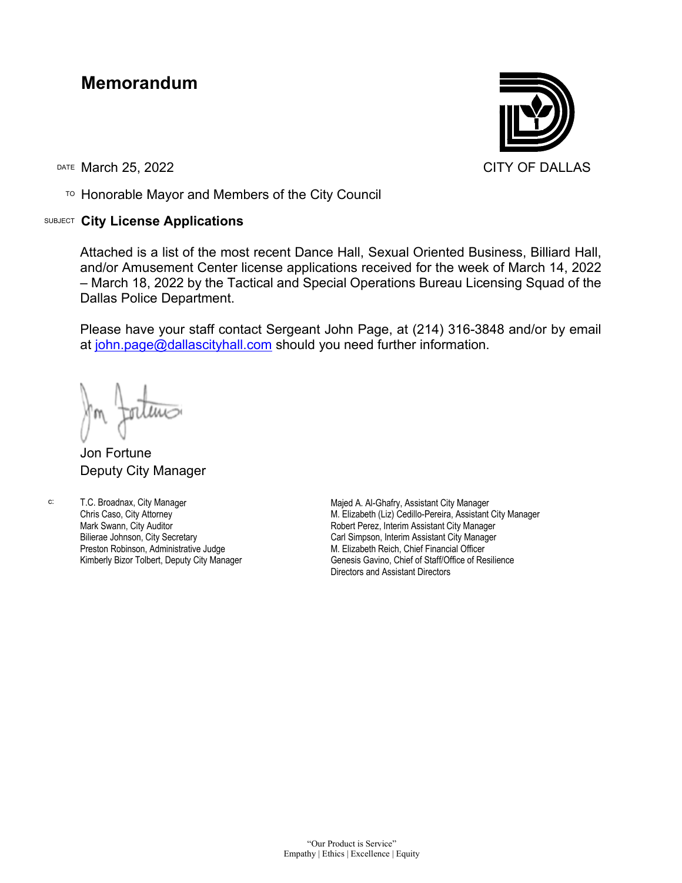# Memorandum

CITY OF DALLAS

DATE March 25, 2022

TO Honorable Mayor and Members of the City Council

SUBJECT **City License Applications**

Attached is a list of the most recent Dance Hall, Sexual Oriented Business, Billiard Hall, and/or Amusement Center license applications received for the week of March 14, 2022 – March 18, 2022 by the Tactical and Special Operations Bureau Licensing Squad of the Dallas Police Department.

Please have your staff contact Sergeant John Page, at (214) 316-3848 and/or by email at john.page@dallascityhall.com should you need further information.

Jon Fortune
Deputy City Manager

c:
T.C. Broadnax, City Manager
Chris Caso, City Attorney
Mark Swann, City Auditor
Bilierae Johnson, City Secretary
Preston Robinson, Administrative Judge
Kimberly Bizor Tolbert, Deputy City Manager
Majed A. Al-Ghafry, Assistant City Manager
M. Elizabeth (Liz) Cedillo-Pereira, Assistant City Manager
Robert Perez, Interim Assistant City Manager
Carl Simpson, Interim Assistant City Manager
M. Elizabeth Reich, Chief Financial Officer
Genesis Gavino, Chief of Staff/Office of Resilience
Directors and Assistant Directors

"Our Product is Service"
Empathy | Ethics | Excellence | Equity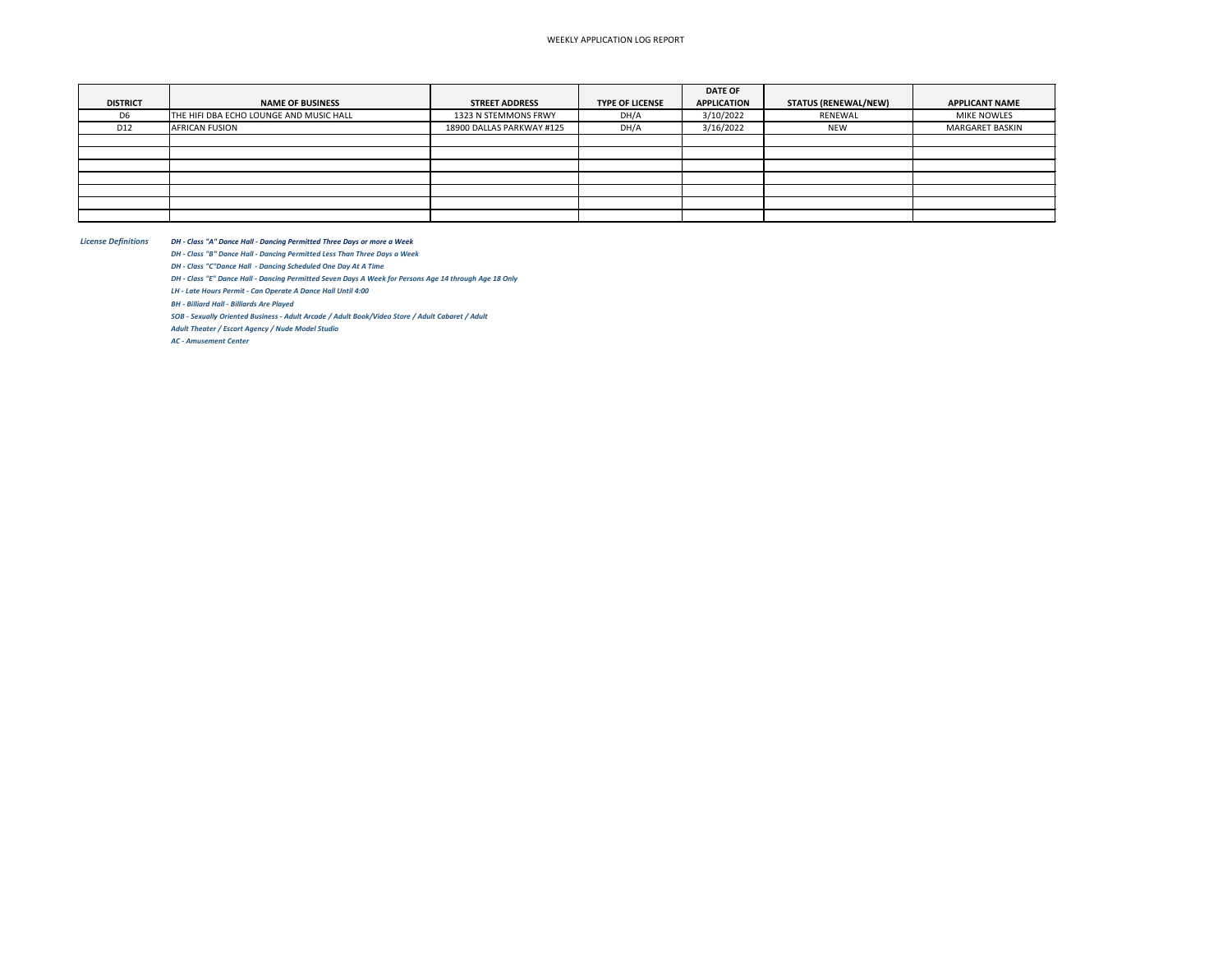WEEKLY APPLICATION LOG REPORT

| DISTRICT | NAME OF BUSINESS | STREET ADDRESS | TYPE OF LICENSE | DATE OF APPLICATION | STATUS (RENEWAL/NEW) | APPLICANT NAME |
|---|---|---|---|---|---|---|
| D6 | THE HIFI DBA ECHO LOUNGE AND MUSIC HALL | 1323 N STEMMONS FRWY | DH/A | 3/10/2022 | RENEWAL | MIKE NOWLES |
| D12 | AFRICAN FUSION | 18900 DALLAS PARKWAY #125 | DH/A | 3/16/2022 | NEW | MARGARET BASKIN |
| | | | | | | |
| | | | | | | |
| | | | | | | |
| | | | | | | |
| | | | | | | |
| | | | | | | |
| | | | | | | |

*License Definitions*

***DH - Class "A" Dance Hall - Dancing Permitted Three Days or more a Week***

***DH - Class "B" Dance Hall - Dancing Permitted Less Than Three Days a Week***

***DH - Class "C"Dance Hall - Dancing Scheduled One Day At A Time***

***DH - Class "E" Dance Hall - Dancing Permitted Seven Days A Week for Persons Age 14 through Age 18 Only***

***LH - Late Hours Permit - Can Operate A Dance Hall Until 4:00***

***BH - Billiard Hall - Billiards Are Played***

***SOB - Sexually Oriented Business - Adult Arcade / Adult Book/Video Store / Adult Cabaret / Adult Adult Theater / Escort Agency / Nude Model Studio***

***AC - Amusement Center***